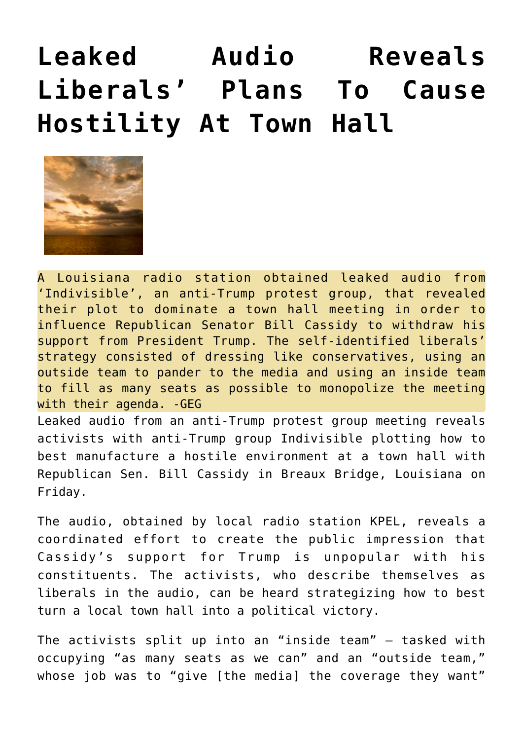# Leaked Audio Reveals Liberals' Plans To Cause Hostility At Town Hall

A Louisiana radio station obtained leaked audio from 'Indivisible', an anti-Trump protest group, that revealed their plot to dominate a town hall meeting in order to influence Republican Senator Bill Cassidy to withdraw his support from President Trump. The self-identified liberals' strategy consisted of dressing like conservatives, using an outside team to pander to the media and using an inside team to fill as many seats as possible to monopolize the meeting with their agenda. -GEG

Leaked audio from an anti-Trump protest group meeting reveals activists with anti-Trump group Indivisible plotting how to best manufacture a hostile environment at a town hall with Republican Sen. Bill Cassidy in Breaux Bridge, Louisiana on Friday.

The audio, obtained by local radio station KPEL, reveals a coordinated effort to create the public impression that Cassidy's support for Trump is unpopular with his constituents. The activists, who describe themselves as liberals in the audio, can be heard strategizing how to best turn a local town hall into a political victory.

The activists split up into an "inside team" — tasked with occupying "as many seats as we can" and an "outside team," whose job was to "give [the media] the coverage they want"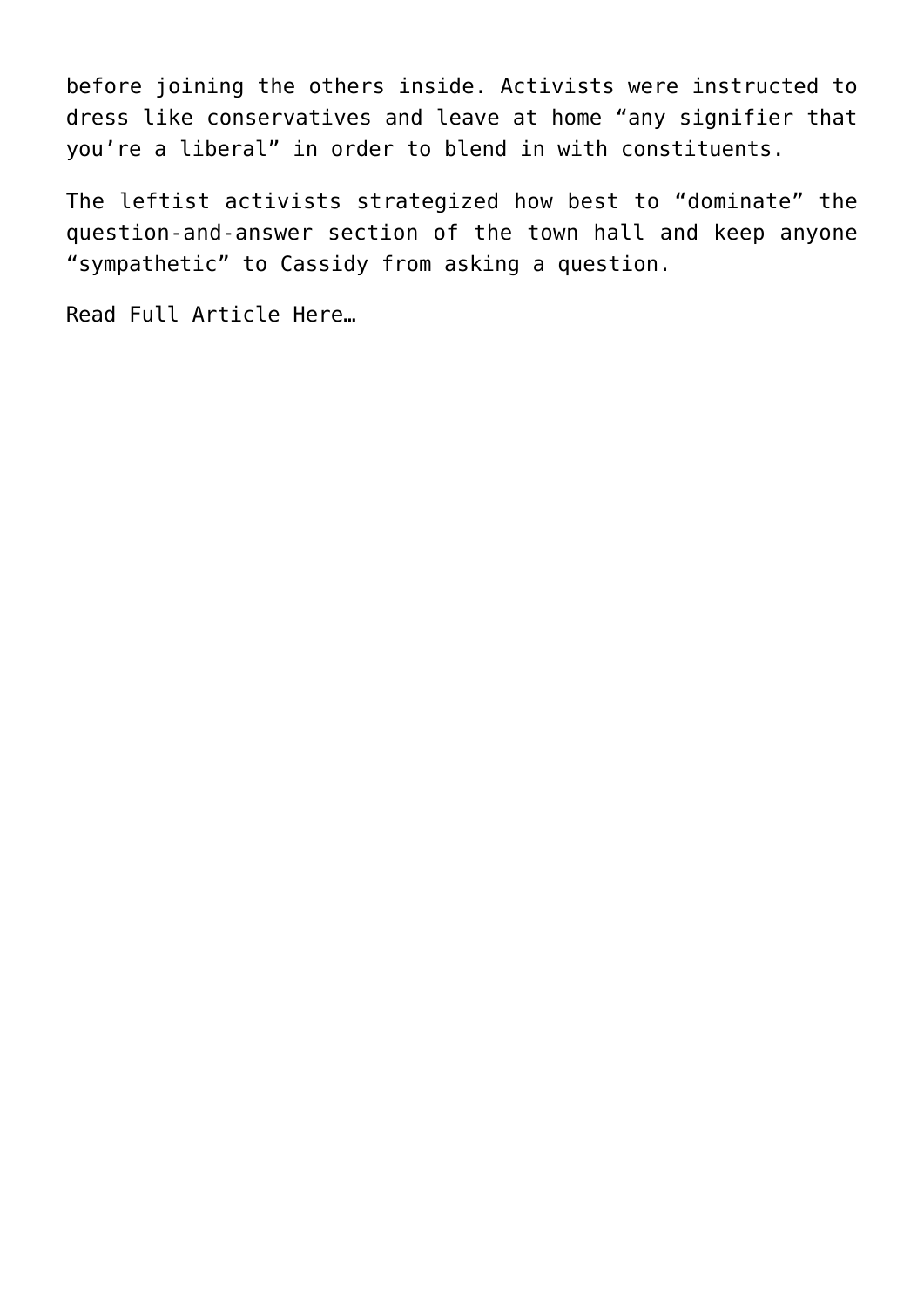before joining the others inside. Activists were instructed to dress like conservatives and leave at home “any signifier that you’re a liberal” in order to blend in with constituents.

The leftist activists strategized how best to “dominate” the question-and-answer section of the town hall and keep anyone “sympathetic” to Cassidy from asking a question.

Read Full Article Here…